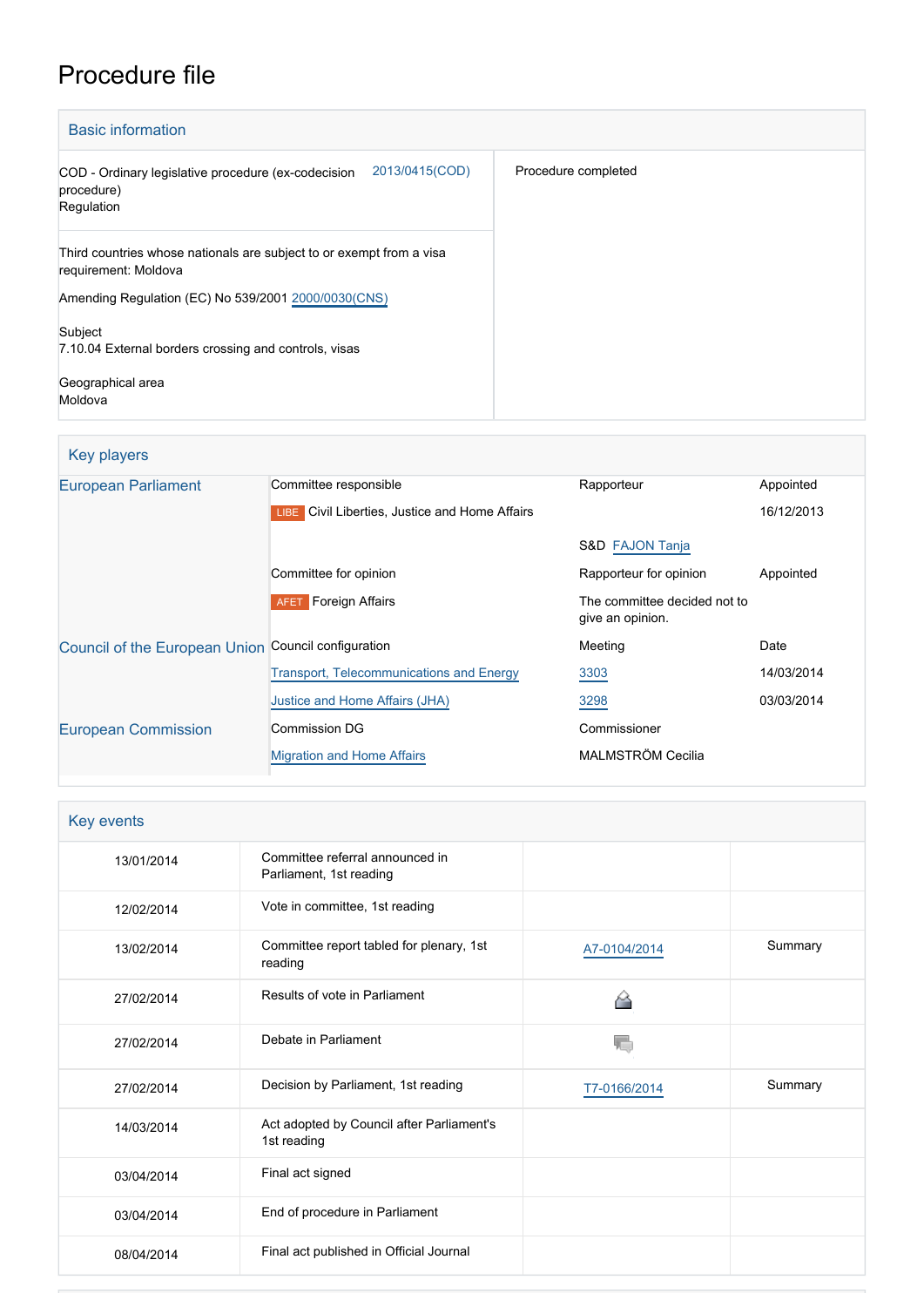# Procedure file

## Basic information

| | |
|---|---|
| COD - Ordinary legislative procedure (ex-codecision procedure) Regulation 2013/0415(COD) | Procedure completed |
| Third countries whose nationals are subject to or exempt from a visa requirement: Moldova<br><br>Amending Regulation (EC) No 539/2001 2000/0030(CNS)<br><br>Subject<br>7.10.04 External borders crossing and controls, visas<br><br>Geographical area<br>Moldova | |

## Key players

| | | | |
|---|---|---|---|
| European Parliament | Committee responsible | Rapporteur | Appointed |
| | LIBE Civil Liberties, Justice and Home Affairs | | 16/12/2013 |
| | | S&D FAJON Tanja | |
| | Committee for opinion | Rapporteur for opinion | Appointed |
| | AFET Foreign Affairs | The committee decided not to give an opinion. | |
| Council of the European Union | Council configuration | Meeting | Date |
| | Transport, Telecommunications and Energy | 3303 | 14/03/2014 |
| | Justice and Home Affairs (JHA) | 3298 | 03/03/2014 |
| European Commission | Commission DG | Commissioner | |
| | Migration and Home Affairs | MALMSTRÖM Cecilia | |

## Key events

| | | | |
|---|---|---|---|
| 13/01/2014 | Committee referral announced in Parliament, 1st reading | | |
| 12/02/2014 | Vote in committee, 1st reading | | |
| 13/02/2014 | Committee report tabled for plenary, 1st reading | A7-0104/2014 | Summary |
| 27/02/2014 | Results of vote in Parliament | | |
| 27/02/2014 | Debate in Parliament | | |
| 27/02/2014 | Decision by Parliament, 1st reading | T7-0166/2014 | Summary |
| 14/03/2014 | Act adopted by Council after Parliament's 1st reading | | |
| 03/04/2014 | Final act signed | | |
| 03/04/2014 | End of procedure in Parliament | | |
| 08/04/2014 | Final act published in Official Journal | | |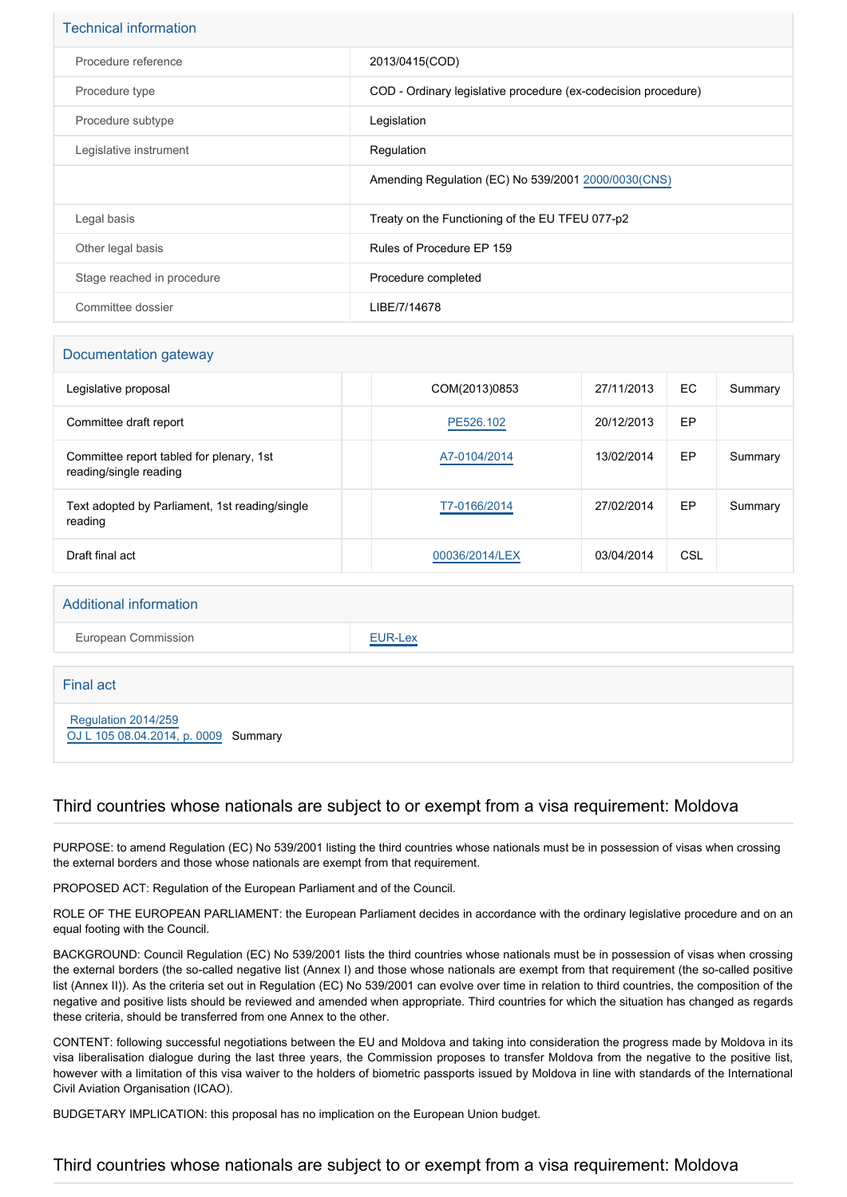## Technical information

| | |
|---|---|
| Procedure reference | 2013/0415(COD) |
| Procedure type | COD - Ordinary legislative procedure (ex-codecision procedure) |
| Procedure subtype | Legislation |
| Legislative instrument | Regulation |
| | Amending Regulation (EC) No 539/2001 2000/0030(CNS) |
| Legal basis | Treaty on the Functioning of the EU TFEU 077-p2 |
| Other legal basis | Rules of Procedure EP 159 |
| Stage reached in procedure | Procedure completed |
| Committee dossier | LIBE/7/14678 |

## Documentation gateway

| | | | | | |
|---|---|---|---|---|---|
| Legislative proposal | | COM(2013)0853 | 27/11/2013 | EC | Summary |
| Committee draft report | | PE526.102 | 20/12/2013 | EP | |
| Committee report tabled for plenary, 1st reading/single reading | | A7-0104/2014 | 13/02/2014 | EP | Summary |
| Text adopted by Parliament, 1st reading/single reading | | T7-0166/2014 | 27/02/2014 | EP | Summary |
| Draft final act | | 00036/2014/LEX | 03/04/2014 | CSL | |

## Additional information

| | |
|---|---|
| European Commission | EUR-Lex |

## Final act

Regulation 2014/259
OJ L 105 08.04.2014, p. 0009 Summary

## Third countries whose nationals are subject to or exempt from a visa requirement: Moldova

PURPOSE: to amend Regulation (EC) No 539/2001 listing the third countries whose nationals must be in possession of visas when crossing the external borders and those whose nationals are exempt from that requirement.

PROPOSED ACT: Regulation of the European Parliament and of the Council.

ROLE OF THE EUROPEAN PARLIAMENT: the European Parliament decides in accordance with the ordinary legislative procedure and on an equal footing with the Council.

BACKGROUND: Council Regulation (EC) No 539/2001 lists the third countries whose nationals must be in possession of visas when crossing the external borders (the so-called negative list (Annex I) and those whose nationals are exempt from that requirement (the so-called positive list (Annex II)). As the criteria set out in Regulation (EC) No 539/2001 can evolve over time in relation to third countries, the composition of the negative and positive lists should be reviewed and amended when appropriate. Third countries for which the situation has changed as regards these criteria, should be transferred from one Annex to the other.

CONTENT: following successful negotiations between the EU and Moldova and taking into consideration the progress made by Moldova in its visa liberalisation dialogue during the last three years, the Commission proposes to transfer Moldova from the negative to the positive list, however with a limitation of this visa waiver to the holders of biometric passports issued by Moldova in line with standards of the International Civil Aviation Organisation (ICAO).

BUDGETARY IMPLICATION: this proposal has no implication on the European Union budget.

## Third countries whose nationals are subject to or exempt from a visa requirement: Moldova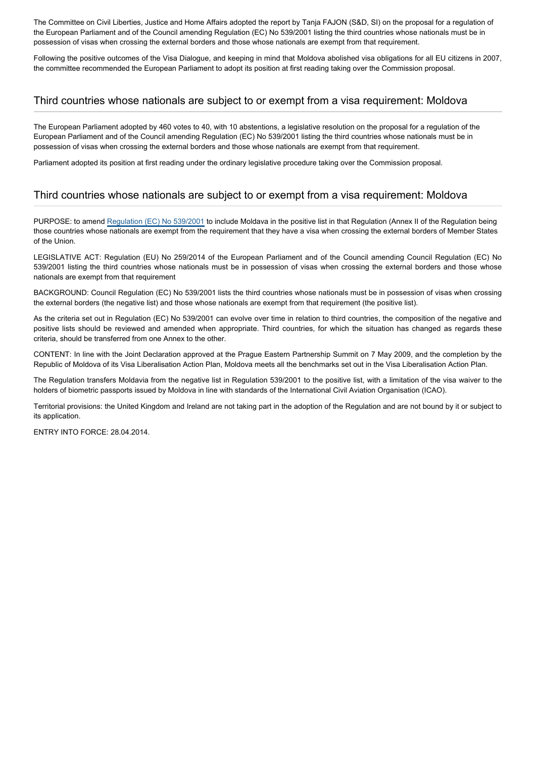The Committee on Civil Liberties, Justice and Home Affairs adopted the report by Tanja FAJON (S&D, SI) on the proposal for a regulation of the European Parliament and of the Council amending Regulation (EC) No 539/2001 listing the third countries whose nationals must be in possession of visas when crossing the external borders and those whose nationals are exempt from that requirement.

Following the positive outcomes of the Visa Dialogue, and keeping in mind that Moldova abolished visa obligations for all EU citizens in 2007, the committee recommended the European Parliament to adopt its position at first reading taking over the Commission proposal.

## Third countries whose nationals are subject to or exempt from a visa requirement: Moldova

The European Parliament adopted by 460 votes to 40, with 10 abstentions, a legislative resolution on the proposal for a regulation of the European Parliament and of the Council amending Regulation (EC) No 539/2001 listing the third countries whose nationals must be in possession of visas when crossing the external borders and those whose nationals are exempt from that requirement.

Parliament adopted its position at first reading under the ordinary legislative procedure taking over the Commission proposal.

## Third countries whose nationals are subject to or exempt from a visa requirement: Moldova

PURPOSE: to amend Regulation (EC) No 539/2001 to include Moldava in the positive list in that Regulation (Annex II of the Regulation being those countries whose nationals are exempt from the requirement that they have a visa when crossing the external borders of Member States of the Union.

LEGISLATIVE ACT: Regulation (EU) No 259/2014 of the European Parliament and of the Council amending Council Regulation (EC) No 539/2001 listing the third countries whose nationals must be in possession of visas when crossing the external borders and those whose nationals are exempt from that requirement

BACKGROUND: Council Regulation (EC) No 539/2001 lists the third countries whose nationals must be in possession of visas when crossing the external borders (the negative list) and those whose nationals are exempt from that requirement (the positive list).

As the criteria set out in Regulation (EC) No 539/2001 can evolve over time in relation to third countries, the composition of the negative and positive lists should be reviewed and amended when appropriate. Third countries, for which the situation has changed as regards these criteria, should be transferred from one Annex to the other.

CONTENT: In line with the Joint Declaration approved at the Prague Eastern Partnership Summit on 7 May 2009, and the completion by the Republic of Moldova of its Visa Liberalisation Action Plan, Moldova meets all the benchmarks set out in the Visa Liberalisation Action Plan.

The Regulation transfers Moldavia from the negative list in Regulation 539/2001 to the positive list, with a limitation of the visa waiver to the holders of biometric passports issued by Moldova in line with standards of the International Civil Aviation Organisation (ICAO).

Territorial provisions: the United Kingdom and Ireland are not taking part in the adoption of the Regulation and are not bound by it or subject to its application.

ENTRY INTO FORCE: 28.04.2014.